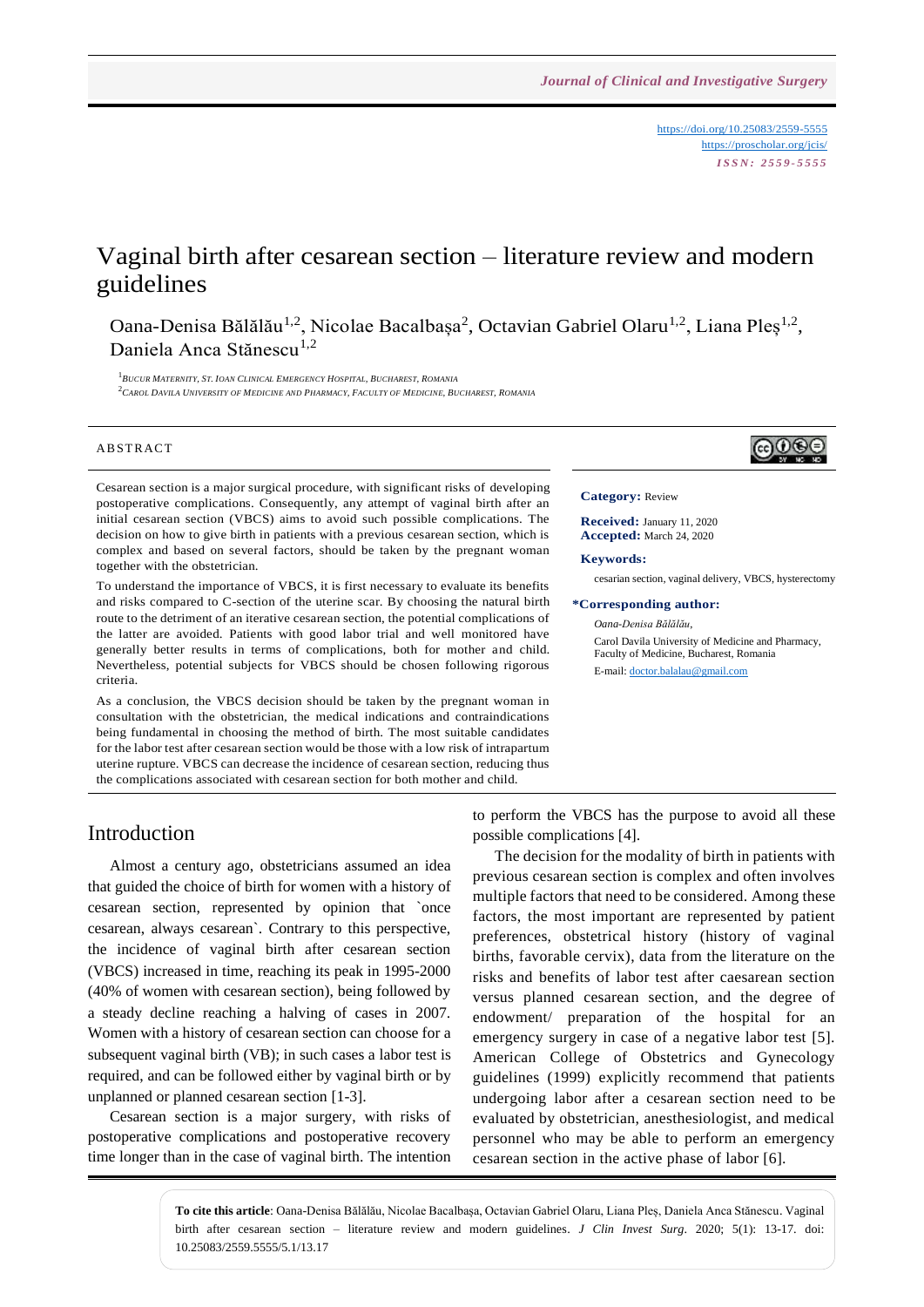# Vaginal birth after cesarean section – literature review and modern guidelines

Oana-Denisa Bălălău[1,2], Nicolae Bacalbașa[2], Octavian Gabriel Olaru[1,2], Liana Pleș[1,2], Daniela Anca Stănescu[1,2]

[1] Bucur Maternity, St. Ioan Clinical Emergency Hospital, Bucharest, Romania
[2] Carol Davila University of Medicine and Pharmacy, Faculty of Medicine, Bucharest, Romania

## ABSTRACT

Cesarean section is a major surgical procedure, with significant risks of developing postoperative complications. Consequently, any attempt of vaginal birth after an initial cesarean section (VBCS) aims to avoid such possible complications. The decision on how to give birth in patients with a previous cesarean section, which is complex and based on several factors, should be taken by the pregnant woman together with the obstetrician.

To understand the importance of VBCS, it is first necessary to evaluate its benefits and risks compared to C-section of the uterine scar. By choosing the natural birth route to the detriment of an iterative cesarean section, the potential complications of the latter are avoided. Patients with good labor trial and well monitored have generally better results in terms of complications, both for mother and child. Nevertheless, potential subjects for VBCS should be chosen following rigorous criteria.

As a conclusion, the VBCS decision should be taken by the pregnant woman in consultation with the obstetrician, the medical indications and contraindications being fundamental in choosing the method of birth. The most suitable candidates for the labor test after cesarean section would be those with a low risk of intrapartum uterine rupture. VBCS can decrease the incidence of cesarean section, reducing thus the complications associated with cesarean section for both mother and child.

**Category:** Review

**Received:** January 11, 2020
**Accepted:** March 24, 2020

**Keywords:**
cesarian section, vaginal delivery, VBCS, hysterectomy

**\*Corresponding author:**
*Oana-Denisa Bălălău*,
Carol Davila University of Medicine and Pharmacy, Faculty of Medicine, Bucharest, Romania
E-mail: doctor.balalau@gmail.com

## Introduction

Almost a century ago, obstetricians assumed an idea that guided the choice of birth for women with a history of cesarean section, represented by opinion that `once cesarean, always cesarean`. Contrary to this perspective, the incidence of vaginal birth after cesarean section (VBCS) increased in time, reaching its peak in 1995-2000 (40% of women with cesarean section), being followed by a steady decline reaching a halving of cases in 2007. Women with a history of cesarean section can choose for a subsequent vaginal birth (VB); in such cases a labor test is required, and can be followed either by vaginal birth or by unplanned or planned cesarean section [1-3].

Cesarean section is a major surgery, with risks of postoperative complications and postoperative recovery time longer than in the case of vaginal birth. The intention to perform the VBCS has the purpose to avoid all these possible complications [4].

The decision for the modality of birth in patients with previous cesarean section is complex and often involves multiple factors that need to be considered. Among these factors, the most important are represented by patient preferences, obstetrical history (history of vaginal births, favorable cervix), data from the literature on the risks and benefits of labor test after caesarean section versus planned cesarean section, and the degree of endowment/ preparation of the hospital for an emergency surgery in case of a negative labor test [5]. American College of Obstetrics and Gynecology guidelines (1999) explicitly recommend that patients undergoing labor after a cesarean section need to be evaluated by obstetrician, anesthesiologist, and medical personnel who may be able to perform an emergency cesarean section in the active phase of labor [6].

**To cite this article**: Oana-Denisa Bălălău, Nicolae Bacalbașa, Octavian Gabriel Olaru, Liana Pleș, Daniela Anca Stănescu. Vaginal birth after cesarean section – literature review and modern guidelines. *J Clin Invest Surg*. 2020; 5(1): 13-17. doi: 10.25083/2559.5555/5.1/13.17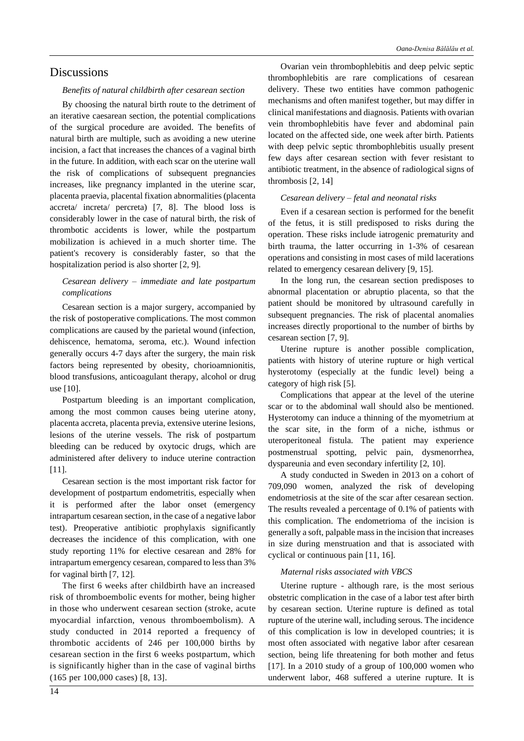## Discussions

*Benefits of natural childbirth after cesarean section*

By choosing the natural birth route to the detriment of an iterative caesarean section, the potential complications of the surgical procedure are avoided. The benefits of natural birth are multiple, such as avoiding a new uterine incision, a fact that increases the chances of a vaginal birth in the future. In addition, with each scar on the uterine wall the risk of complications of subsequent pregnancies increases, like pregnancy implanted in the uterine scar, placenta praevia, placental fixation abnormalities (placenta accreta/ increta/ percreta) [7, 8]. The blood loss is considerably lower in the case of natural birth, the risk of thrombotic accidents is lower, while the postpartum mobilization is achieved in a much shorter time. The patient's recovery is considerably faster, so that the hospitalization period is also shorter [2, 9].

*Cesarean delivery – immediate and late postpartum complications*

Cesarean section is a major surgery, accompanied by the risk of postoperative complications. The most common complications are caused by the parietal wound (infection, dehiscence, hematoma, seroma, etc.). Wound infection generally occurs 4-7 days after the surgery, the main risk factors being represented by obesity, chorioamnionitis, blood transfusions, anticoagulant therapy, alcohol or drug use [10].

Postpartum bleeding is an important complication, among the most common causes being uterine atony, placenta accreta, placenta previa, extensive uterine lesions, lesions of the uterine vessels. The risk of postpartum bleeding can be reduced by oxytocic drugs, which are administered after delivery to induce uterine contraction [11].

Cesarean section is the most important risk factor for development of postpartum endometritis, especially when it is performed after the labor onset (emergency intrapartum cesarean section, in the case of a negative labor test). Preoperative antibiotic prophylaxis significantly decreases the incidence of this complication, with one study reporting 11% for elective cesarean and 28% for intrapartum emergency cesarean, compared to less than 3% for vaginal birth [7, 12].

The first 6 weeks after childbirth have an increased risk of thromboembolic events for mother, being higher in those who underwent cesarean section (stroke, acute myocardial infarction, venous thromboembolism). A study conducted in 2014 reported a frequency of thrombotic accidents of 246 per 100,000 births by cesarean section in the first 6 weeks postpartum, which is significantly higher than in the case of vaginal births (165 per 100,000 cases) [8, 13].

Ovarian vein thrombophlebitis and deep pelvic septic thrombophlebitis are rare complications of cesarean delivery. These two entities have common pathogenic mechanisms and often manifest together, but may differ in clinical manifestations and diagnosis. Patients with ovarian vein thrombophlebitis have fever and abdominal pain located on the affected side, one week after birth. Patients with deep pelvic septic thrombophlebitis usually present few days after cesarean section with fever resistant to antibiotic treatment, in the absence of radiological signs of thrombosis [2, 14]

*Cesarean delivery – fetal and neonatal risks*

Even if a cesarean section is performed for the benefit of the fetus, it is still predisposed to risks during the operation. These risks include iatrogenic prematurity and birth trauma, the latter occurring in 1-3% of cesarean operations and consisting in most cases of mild lacerations related to emergency cesarean delivery [9, 15].

In the long run, the cesarean section predisposes to abnormal placentation or abruptio placenta, so that the patient should be monitored by ultrasound carefully in subsequent pregnancies. The risk of placental anomalies increases directly proportional to the number of births by cesarean section [7, 9].

Uterine rupture is another possible complication, patients with history of uterine rupture or high vertical hysterotomy (especially at the fundic level) being a category of high risk [5].

Complications that appear at the level of the uterine scar or to the abdominal wall should also be mentioned. Hysterotomy can induce a thinning of the myometrium at the scar site, in the form of a niche, isthmus or uteroperitoneal fistula. The patient may experience postmenstrual spotting, pelvic pain, dysmenorrhea, dyspareunia and even secondary infertility [2, 10].

A study conducted in Sweden in 2013 on a cohort of 709,090 women, analyzed the risk of developing endometriosis at the site of the scar after cesarean section. The results revealed a percentage of 0.1% of patients with this complication. The endometrioma of the incision is generally a soft, palpable mass in the incision that increases in size during menstruation and that is associated with cyclical or continuous pain [11, 16].

*Maternal risks associated with VBCS*

Uterine rupture - although rare, is the most serious obstetric complication in the case of a labor test after birth by cesarean section. Uterine rupture is defined as total rupture of the uterine wall, including serous. The incidence of this complication is low in developed countries; it is most often associated with negative labor after cesarean section, being life threatening for both mother and fetus [17]. In a 2010 study of a group of 100,000 women who underwent labor, 468 suffered a uterine rupture. It is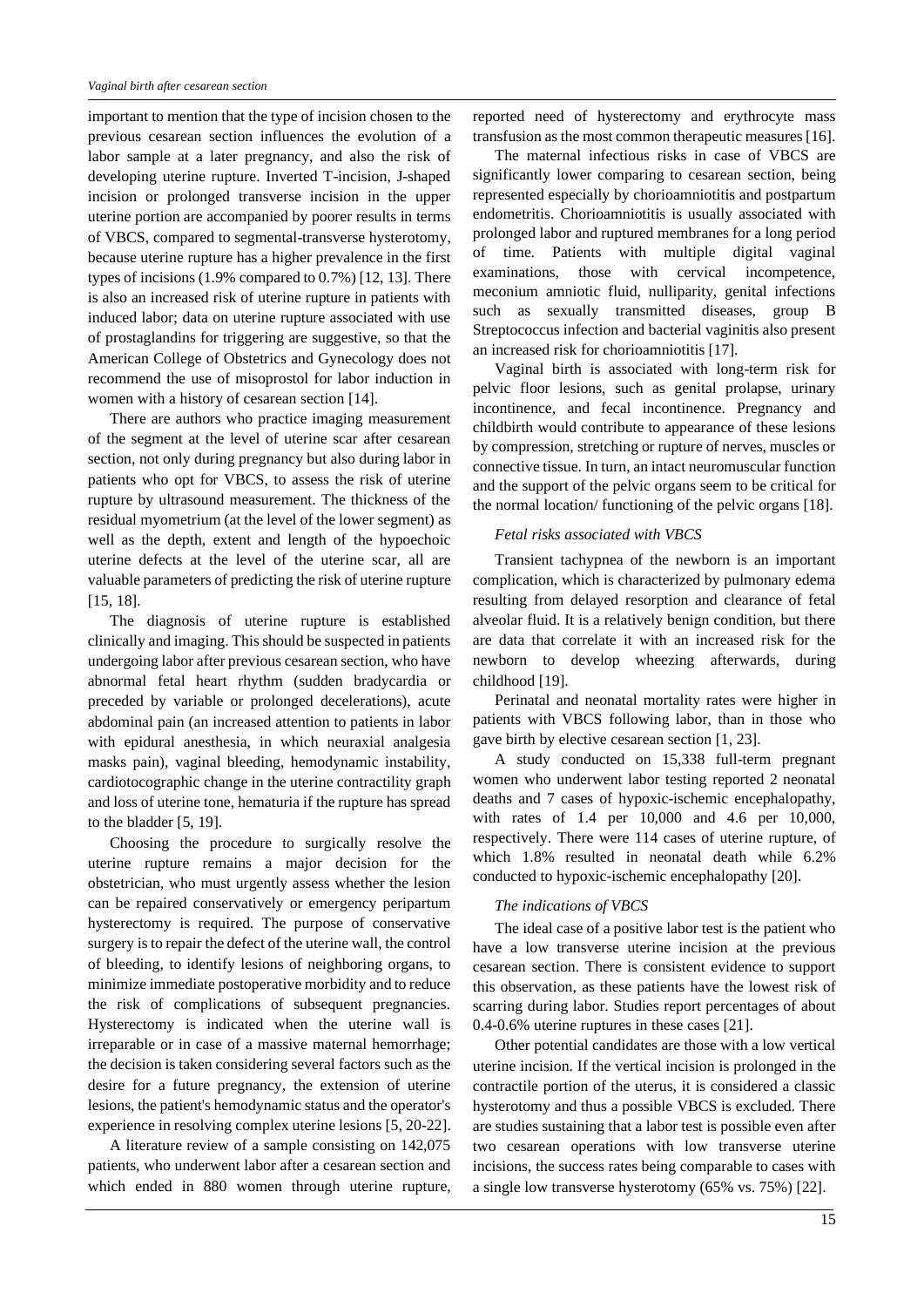important to mention that the type of incision chosen to the previous cesarean section influences the evolution of a labor sample at a later pregnancy, and also the risk of developing uterine rupture. Inverted T-incision, J-shaped incision or prolonged transverse incision in the upper uterine portion are accompanied by poorer results in terms of VBCS, compared to segmental-transverse hysterotomy, because uterine rupture has a higher prevalence in the first types of incisions (1.9% compared to 0.7%) [12, 13]. There is also an increased risk of uterine rupture in patients with induced labor; data on uterine rupture associated with use of prostaglandins for triggering are suggestive, so that the American College of Obstetrics and Gynecology does not recommend the use of misoprostol for labor induction in women with a history of cesarean section [14].

There are authors who practice imaging measurement of the segment at the level of uterine scar after cesarean section, not only during pregnancy but also during labor in patients who opt for VBCS, to assess the risk of uterine rupture by ultrasound measurement. The thickness of the residual myometrium (at the level of the lower segment) as well as the depth, extent and length of the hypoechoic uterine defects at the level of the uterine scar, all are valuable parameters of predicting the risk of uterine rupture [15, 18].

The diagnosis of uterine rupture is established clinically and imaging. This should be suspected in patients undergoing labor after previous cesarean section, who have abnormal fetal heart rhythm (sudden bradycardia or preceded by variable or prolonged decelerations), acute abdominal pain (an increased attention to patients in labor with epidural anesthesia, in which neuraxial analgesia masks pain), vaginal bleeding, hemodynamic instability, cardiotocographic change in the uterine contractility graph and loss of uterine tone, hematuria if the rupture has spread to the bladder [5, 19].

Choosing the procedure to surgically resolve the uterine rupture remains a major decision for the obstetrician, who must urgently assess whether the lesion can be repaired conservatively or emergency peripartum hysterectomy is required. The purpose of conservative surgery is to repair the defect of the uterine wall, the control of bleeding, to identify lesions of neighboring organs, to minimize immediate postoperative morbidity and to reduce the risk of complications of subsequent pregnancies. Hysterectomy is indicated when the uterine wall is irreparable or in case of a massive maternal hemorrhage; the decision is taken considering several factors such as the desire for a future pregnancy, the extension of uterine lesions, the patient's hemodynamic status and the operator's experience in resolving complex uterine lesions [5, 20-22].

A literature review of a sample consisting on 142,075 patients, who underwent labor after a cesarean section and which ended in 880 women through uterine rupture, reported need of hysterectomy and erythrocyte mass transfusion as the most common therapeutic measures [16].

The maternal infectious risks in case of VBCS are significantly lower comparing to cesarean section, being represented especially by chorioamniotitis and postpartum endometritis. Chorioamniotitis is usually associated with prolonged labor and ruptured membranes for a long period of time. Patients with multiple digital vaginal examinations, those with cervical incompetence, meconium amniotic fluid, nulliparity, genital infections such as sexually transmitted diseases, group B Streptococcus infection and bacterial vaginitis also present an increased risk for chorioamniotitis [17].

Vaginal birth is associated with long-term risk for pelvic floor lesions, such as genital prolapse, urinary incontinence, and fecal incontinence. Pregnancy and childbirth would contribute to appearance of these lesions by compression, stretching or rupture of nerves, muscles or connective tissue. In turn, an intact neuromuscular function and the support of the pelvic organs seem to be critical for the normal location/ functioning of the pelvic organs [18].

### *Fetal risks associated with VBCS*

Transient tachypnea of the newborn is an important complication, which is characterized by pulmonary edema resulting from delayed resorption and clearance of fetal alveolar fluid. It is a relatively benign condition, but there are data that correlate it with an increased risk for the newborn to develop wheezing afterwards, during childhood [19].

Perinatal and neonatal mortality rates were higher in patients with VBCS following labor, than in those who gave birth by elective cesarean section [1, 23].

A study conducted on 15,338 full-term pregnant women who underwent labor testing reported 2 neonatal deaths and 7 cases of hypoxic-ischemic encephalopathy, with rates of 1.4 per 10,000 and 4.6 per 10,000, respectively. There were 114 cases of uterine rupture, of which 1.8% resulted in neonatal death while 6.2% conducted to hypoxic-ischemic encephalopathy [20].

### *The indications of VBCS*

The ideal case of a positive labor test is the patient who have a low transverse uterine incision at the previous cesarean section. There is consistent evidence to support this observation, as these patients have the lowest risk of scarring during labor. Studies report percentages of about 0.4-0.6% uterine ruptures in these cases [21].

Other potential candidates are those with a low vertical uterine incision. If the vertical incision is prolonged in the contractile portion of the uterus, it is considered a classic hysterotomy and thus a possible VBCS is excluded. There are studies sustaining that a labor test is possible even after two cesarean operations with low transverse uterine incisions, the success rates being comparable to cases with a single low transverse hysterotomy (65% vs. 75%) [22].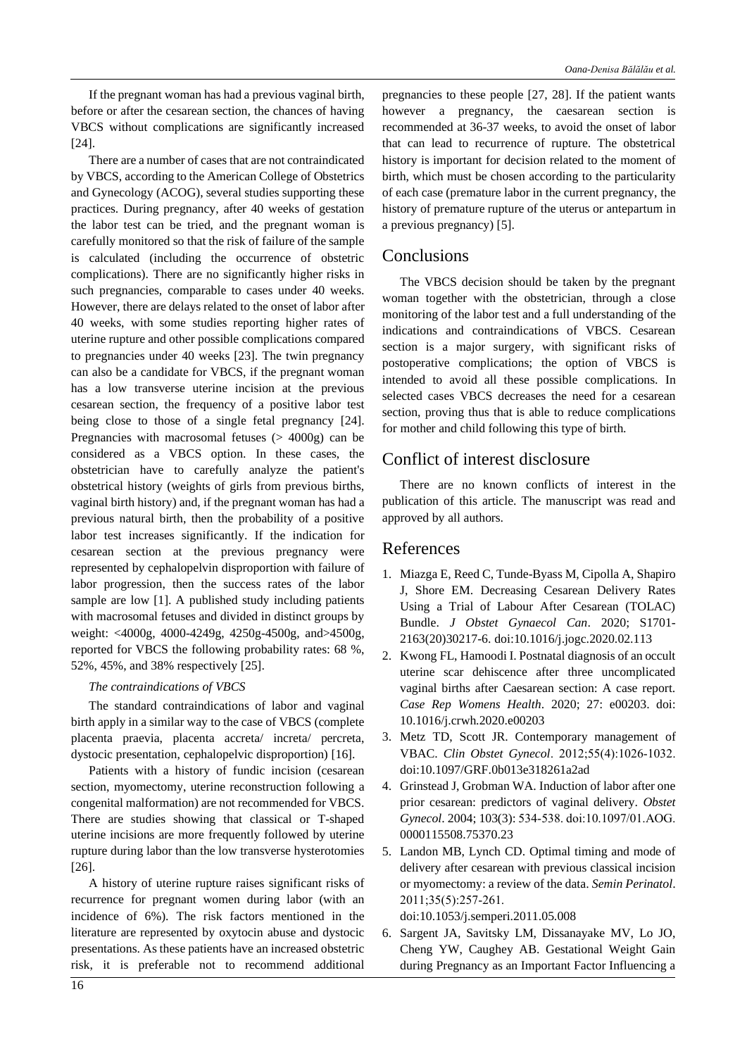If the pregnant woman has had a previous vaginal birth, before or after the cesarean section, the chances of having VBCS without complications are significantly increased [24].

There are a number of cases that are not contraindicated by VBCS, according to the American College of Obstetrics and Gynecology (ACOG), several studies supporting these practices. During pregnancy, after 40 weeks of gestation the labor test can be tried, and the pregnant woman is carefully monitored so that the risk of failure of the sample is calculated (including the occurrence of obstetric complications). There are no significantly higher risks in such pregnancies, comparable to cases under 40 weeks. However, there are delays related to the onset of labor after 40 weeks, with some studies reporting higher rates of uterine rupture and other possible complications compared to pregnancies under 40 weeks [23]. The twin pregnancy can also be a candidate for VBCS, if the pregnant woman has a low transverse uterine incision at the previous cesarean section, the frequency of a positive labor test being close to those of a single fetal pregnancy [24]. Pregnancies with macrosomal fetuses (> 4000g) can be considered as a VBCS option. In these cases, the obstetrician have to carefully analyze the patient's obstetrical history (weights of girls from previous births, vaginal birth history) and, if the pregnant woman has had a previous natural birth, then the probability of a positive labor test increases significantly. If the indication for cesarean section at the previous pregnancy were represented by cephalopelvin disproportion with failure of labor progression, then the success rates of the labor sample are low [1]. A published study including patients with macrosomal fetuses and divided in distinct groups by weight: <4000g, 4000-4249g, 4250g-4500g, and>4500g, reported for VBCS the following probability rates: 68 %, 52%, 45%, and 38% respectively [25].

*The contraindications of VBCS*

The standard contraindications of labor and vaginal birth apply in a similar way to the case of VBCS (complete placenta praevia, placenta accreta/ increta/ percreta, dystocic presentation, cephalopelvic disproportion) [16].

Patients with a history of fundic incision (cesarean section, myomectomy, uterine reconstruction following a congenital malformation) are not recommended for VBCS. There are studies showing that classical or T-shaped uterine incisions are more frequently followed by uterine rupture during labor than the low transverse hysterotomies [26].

A history of uterine rupture raises significant risks of recurrence for pregnant women during labor (with an incidence of 6%). The risk factors mentioned in the literature are represented by oxytocin abuse and dystocic presentations. As these patients have an increased obstetric risk, it is preferable not to recommend additional pregnancies to these people [27, 28]. If the patient wants however a pregnancy, the caesarean section is recommended at 36-37 weeks, to avoid the onset of labor that can lead to recurrence of rupture. The obstetrical history is important for decision related to the moment of birth, which must be chosen according to the particularity of each case (premature labor in the current pregnancy, the history of premature rupture of the uterus or antepartum in a previous pregnancy) [5].

## Conclusions

The VBCS decision should be taken by the pregnant woman together with the obstetrician, through a close monitoring of the labor test and a full understanding of the indications and contraindications of VBCS. Cesarean section is a major surgery, with significant risks of postoperative complications; the option of VBCS is intended to avoid all these possible complications. In selected cases VBCS decreases the need for a cesarean section, proving thus that is able to reduce complications for mother and child following this type of birth.

## Conflict of interest disclosure

There are no known conflicts of interest in the publication of this article. The manuscript was read and approved by all authors.

## References

1. Miazga E, Reed C, Tunde-Byass M, Cipolla A, Shapiro J, Shore EM. Decreasing Cesarean Delivery Rates Using a Trial of Labour After Cesarean (TOLAC) Bundle. *J Obstet Gynaecol Can*. 2020; S1701-2163(20)30217-6. doi:10.1016/j.jogc.2020.02.113
2. Kwong FL, Hamoodi I. Postnatal diagnosis of an occult uterine scar dehiscence after three uncomplicated vaginal births after Caesarean section: A case report. *Case Rep Womens Health*. 2020; 27: e00203. doi: 10.1016/j.crwh.2020.e00203
3. Metz TD, Scott JR. Contemporary management of VBAC. *Clin Obstet Gynecol*. 2012;55(4):1026-1032. doi:10.1097/GRF.0b013e318261a2ad
4. Grinstead J, Grobman WA. Induction of labor after one prior cesarean: predictors of vaginal delivery. *Obstet Gynecol*. 2004; 103(3): 534-538. doi:10.1097/01.AOG.0000115508.75370.23
5. Landon MB, Lynch CD. Optimal timing and mode of delivery after cesarean with previous classical incision or myomectomy: a review of the data. *Semin Perinatol*. 2011;35(5):257-261. doi:10.1053/j.semperi.2011.05.008
6. Sargent JA, Savitsky LM, Dissanayake MV, Lo JO, Cheng YW, Caughey AB. Gestational Weight Gain during Pregnancy as an Important Factor Influencing a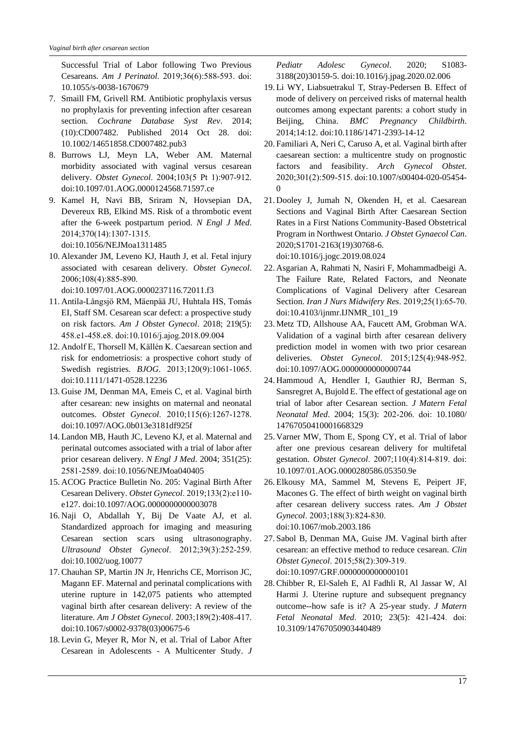Successful Trial of Labor following Two Previous Cesareans. *Am J Perinatol*. 2019;36(6):588-593. doi: 10.1055/s-0038-1670679

7. Smaill FM, Grivell RM. Antibiotic prophylaxis versus no prophylaxis for preventing infection after cesarean section. *Cochrane Database Syst Rev*. 2014; (10):CD007482. Published 2014 Oct 28. doi: 10.1002/14651858.CD007482.pub3
8. Burrows LJ, Meyn LA, Weber AM. Maternal morbidity associated with vaginal versus cesarean delivery. *Obstet Gynecol*. 2004;103(5 Pt 1):907-912. doi:10.1097/01.AOG.0000124568.71597.ce
9. Kamel H, Navi BB, Sriram N, Hovsepian DA, Devereux RB, Elkind MS. Risk of a thrombotic event after the 6-week postpartum period. *N Engl J Med*. 2014;370(14):1307-1315. doi:10.1056/NEJMoa1311485
10. Alexander JM, Leveno KJ, Hauth J, et al. Fetal injury associated with cesarean delivery. *Obstet Gynecol*. 2006;108(4):885-890. doi:10.1097/01.AOG.0000237116.72011.f3
11. Antila-Långsjö RM, Mäenpää JU, Huhtala HS, Tomás EI, Staff SM. Cesarean scar defect: a prospective study on risk factors. *Am J Obstet Gynecol*. 2018; 219(5): 458.e1-458.e8. doi:10.1016/j.ajog.2018.09.004
12. Andolf E, Thorsell M, Källén K. Caesarean section and risk for endometriosis: a prospective cohort study of Swedish registries. *BJOG*. 2013;120(9):1061-1065. doi:10.1111/1471-0528.12236
13. Guise JM, Denman MA, Emeis C, et al. Vaginal birth after cesarean: new insights on maternal and neonatal outcomes. *Obstet Gynecol*. 2010;115(6):1267-1278. doi:10.1097/AOG.0b013e3181df925f
14. Landon MB, Hauth JC, Leveno KJ, et al. Maternal and perinatal outcomes associated with a trial of labor after prior cesarean delivery. *N Engl J Med*. 2004; 351(25): 2581-2589. doi:10.1056/NEJMoa040405
15. ACOG Practice Bulletin No. 205: Vaginal Birth After Cesarean Delivery. *Obstet Gynecol*. 2019;133(2):e110-e127. doi:10.1097/AOG.0000000000003078
16. Naji O, Abdallah Y, Bij De Vaate AJ, et al. Standardized approach for imaging and measuring Cesarean section scars using ultrasonography. *Ultrasound Obstet Gynecol*. 2012;39(3):252-259. doi:10.1002/uog.10077
17. Chauhan SP, Martin JN Jr, Henrichs CE, Morrison JC, Magann EF. Maternal and perinatal complications with uterine rupture in 142,075 patients who attempted vaginal birth after cesarean delivery: A review of the literature. *Am J Obstet Gynecol*. 2003;189(2):408-417. doi:10.1067/s0002-9378(03)00675-6
18. Levin G, Meyer R, Mor N, et al. Trial of Labor After Cesarean in Adolescents - A Multicenter Study. *J Pediatr Adolesc Gynecol*. 2020; S1083-3188(20)30159-5. doi:10.1016/j.jpag.2020.02.006
19. Li WY, Liabsuetrakul T, Stray-Pedersen B. Effect of mode of delivery on perceived risks of maternal health outcomes among expectant parents: a cohort study in Beijing, China. *BMC Pregnancy Childbirth*. 2014;14:12. doi:10.1186/1471-2393-14-12
20. Familiari A, Neri C, Caruso A, et al. Vaginal birth after caesarean section: a multicentre study on prognostic factors and feasibility. *Arch Gynecol Obstet*. 2020;301(2):509-515. doi:10.1007/s00404-020-05454-0
21. Dooley J, Jumah N, Okenden H, et al. Caesarean Sections and Vaginal Birth After Caesarean Section Rates in a First Nations Community-Based Obstetrical Program in Northwest Ontario. *J Obstet Gynaecol Can*. 2020;S1701-2163(19)30768-6. doi:10.1016/j.jogc.2019.08.024
22. Asgarian A, Rahmati N, Nasiri F, Mohammadbeigi A. The Failure Rate, Related Factors, and Neonate Complications of Vaginal Delivery after Cesarean Section. *Iran J Nurs Midwifery Res*. 2019;25(1):65-70. doi:10.4103/ijnmr.IJNMR_101_19
23. Metz TD, Allshouse AA, Faucett AM, Grobman WA. Validation of a vaginal birth after cesarean delivery prediction model in women with two prior cesarean deliveries. *Obstet Gynecol*. 2015;125(4):948-952. doi:10.1097/AOG.0000000000000744
24. Hammoud A, Hendler I, Gauthier RJ, Berman S, Sansregret A, Bujold E. The effect of gestational age on trial of labor after Cesarean section. *J Matern Fetal Neonatal Med*. 2004; 15(3): 202-206. doi: 10.1080/14767050410001668329
25. Varner MW, Thom E, Spong CY, et al. Trial of labor after one previous cesarean delivery for multifetal gestation. *Obstet Gynecol*. 2007;110(4):814-819. doi: 10.1097/01.AOG.0000280586.05350.9e
26. Elkousy MA, Sammel M, Stevens E, Peipert JF, Macones G. The effect of birth weight on vaginal birth after cesarean delivery success rates. *Am J Obstet Gynecol*. 2003;188(3):824-830. doi:10.1067/mob.2003.186
27. Sabol B, Denman MA, Guise JM. Vaginal birth after cesarean: an effective method to reduce cesarean. *Clin Obstet Gynecol*. 2015;58(2):309-319. doi:10.1097/GRF.0000000000000101
28. Chibber R, El-Saleh E, Al Fadhli R, Al Jassar W, Al Harmi J. Uterine rupture and subsequent pregnancy outcome--how safe is it? A 25-year study. *J Matern Fetal Neonatal Med*. 2010; 23(5): 421-424. doi: 10.3109/14767050903440489